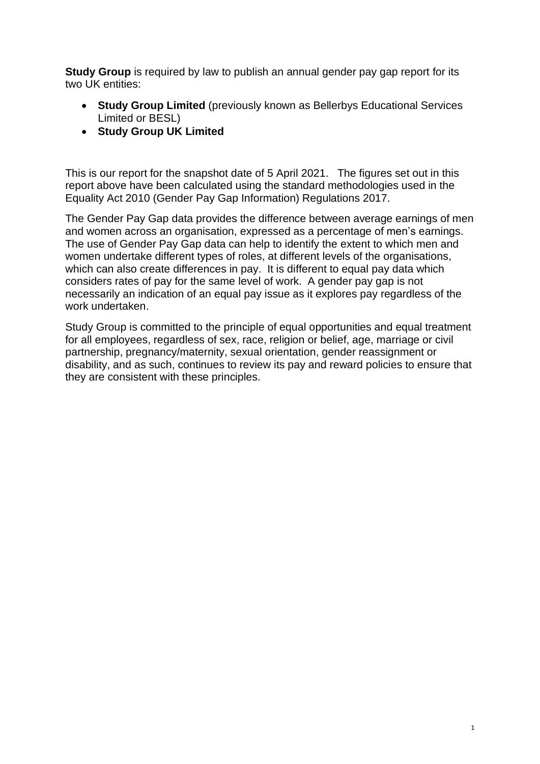**Study Group** is required by law to publish an annual gender pay gap report for its two UK entities:

- **Study Group Limited** (previously known as Bellerbys Educational Services Limited or BESL)
- **Study Group UK Limited**

This is our report for the snapshot date of 5 April 2021. The figures set out in this report above have been calculated using the standard methodologies used in the Equality Act 2010 (Gender Pay Gap Information) Regulations 2017.

The Gender Pay Gap data provides the difference between average earnings of men and women across an organisation, expressed as a percentage of men's earnings. The use of Gender Pay Gap data can help to identify the extent to which men and women undertake different types of roles, at different levels of the organisations, which can also create differences in pay. It is different to equal pay data which considers rates of pay for the same level of work. A gender pay gap is not necessarily an indication of an equal pay issue as it explores pay regardless of the work undertaken.

Study Group is committed to the principle of equal opportunities and equal treatment for all employees, regardless of sex, race, religion or belief, age, marriage or civil partnership, pregnancy/maternity, sexual orientation, gender reassignment or disability, and as such, continues to review its pay and reward policies to ensure that they are consistent with these principles.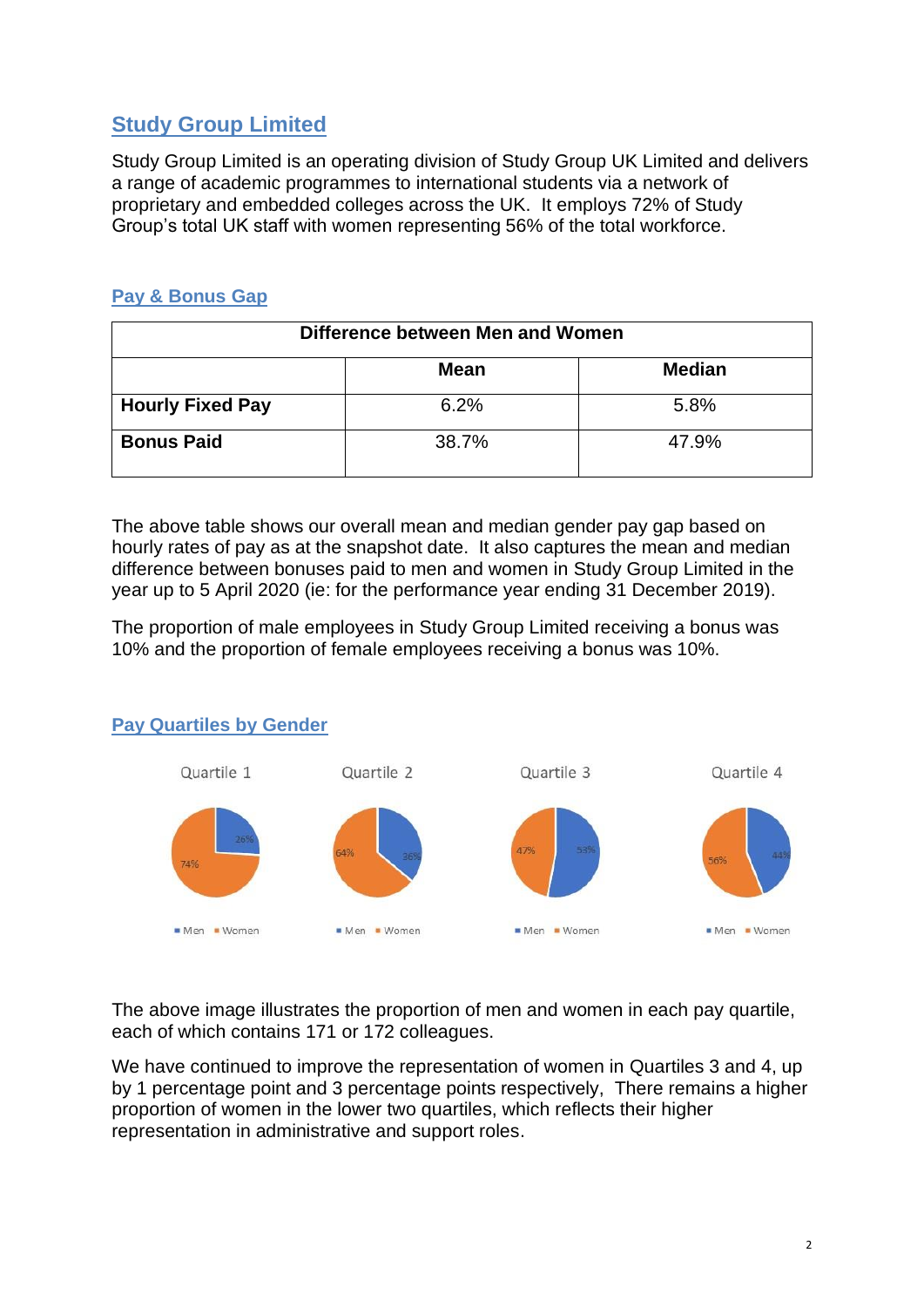## Study Group Limited

Study Group Limited is an operating division of Study Group UK Limited and delivers a range of academic programmes to international students via a network of proprietary and embedded colleges across the UK. It employs 72% of Study Group's total UK staff with women representing 56% of the total workforce.

### Pay & Bonus Gap

| Difference between Men and Women | | |
|---|---|---|
| | **Mean** | **Median** |
| **Hourly Fixed Pay** | 6.2% | 5.8% |
| **Bonus Paid** | 38.7% | 47.9% |

The above table shows our overall mean and median gender pay gap based on hourly rates of pay as at the snapshot date. It also captures the mean and median difference between bonuses paid to men and women in Study Group Limited in the year up to 5 April 2020 (ie: for the performance year ending 31 December 2019).

The proportion of male employees in Study Group Limited receiving a bonus was 10% and the proportion of female employees receiving a bonus was 10%.

### Pay Quartiles by Gender

| | Men | Women |
|---|---|---|
| Quartile 1 | 26% | 74% |
| Quartile 2 | 36% | 64% |
| Quartile 3 | 53% | 47% |
| Quartile 4 | 44% | 56% |

The above image illustrates the proportion of men and women in each pay quartile, each of which contains 171 or 172 colleagues.

We have continued to improve the representation of women in Quartiles 3 and 4, up by 1 percentage point and 3 percentage points respectively, There remains a higher proportion of women in the lower two quartiles, which reflects their higher representation in administrative and support roles.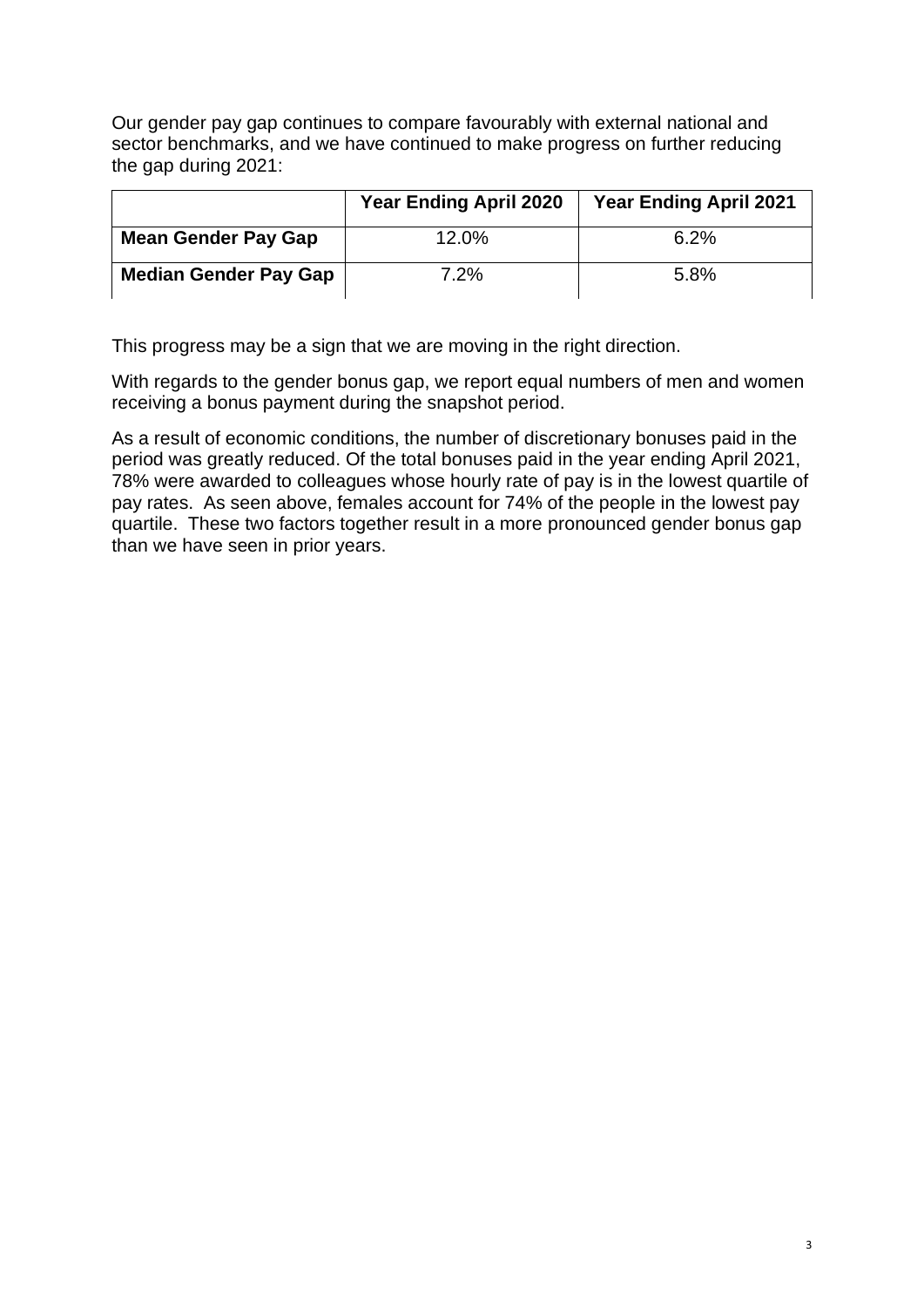Our gender pay gap continues to compare favourably with external national and sector benchmarks, and we have continued to make progress on further reducing the gap during 2021:

| | **Year Ending April 2020** | **Year Ending April 2021** |
|---|---|---|
| **Mean Gender Pay Gap** | 12.0% | 6.2% |
| **Median Gender Pay Gap** | 7.2% | 5.8% |

This progress may be a sign that we are moving in the right direction.

With regards to the gender bonus gap, we report equal numbers of men and women receiving a bonus payment during the snapshot period.

As a result of economic conditions, the number of discretionary bonuses paid in the period was greatly reduced. Of the total bonuses paid in the year ending April 2021, 78% were awarded to colleagues whose hourly rate of pay is in the lowest quartile of pay rates. As seen above, females account for 74% of the people in the lowest pay quartile. These two factors together result in a more pronounced gender bonus gap than we have seen in prior years.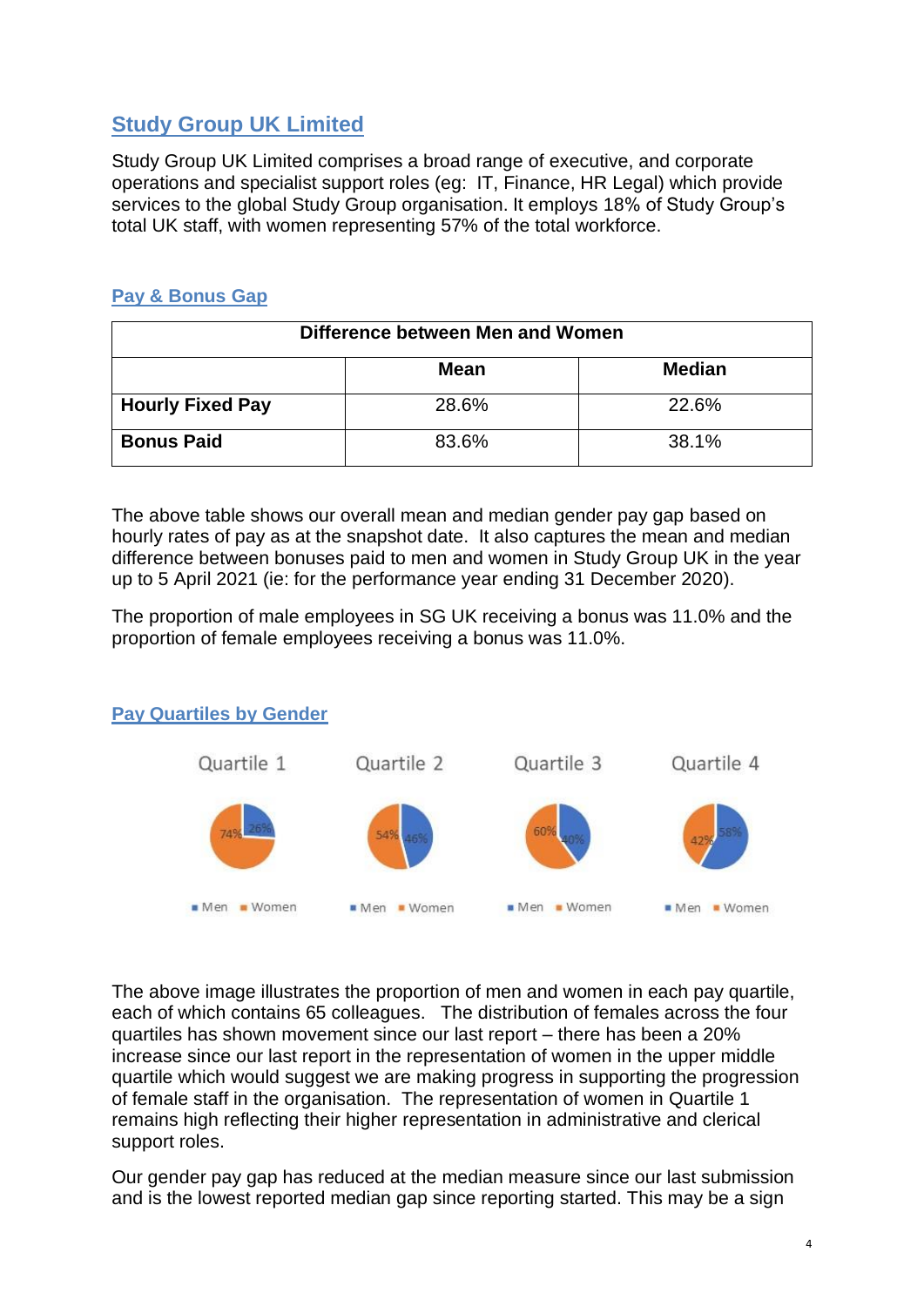## Study Group UK Limited

Study Group UK Limited comprises a broad range of executive, and corporate operations and specialist support roles (eg: IT, Finance, HR Legal) which provide services to the global Study Group organisation. It employs 18% of Study Group's total UK staff, with women representing 57% of the total workforce.

### Pay & Bonus Gap

| Difference between Men and Women | | |
|---|---|---|
| | **Mean** | **Median** |
| **Hourly Fixed Pay** | 28.6% | 22.6% |
| **Bonus Paid** | 83.6% | 38.1% |

The above table shows our overall mean and median gender pay gap based on hourly rates of pay as at the snapshot date. It also captures the mean and median difference between bonuses paid to men and women in Study Group UK in the year up to 5 April 2021 (ie: for the performance year ending 31 December 2020).

The proportion of male employees in SG UK receiving a bonus was 11.0% and the proportion of female employees receiving a bonus was 11.0%.

### Pay Quartiles by Gender

| | Quartile 1 | Quartile 2 | Quartile 3 | Quartile 4 |
|---|---|---|---|---|
| Men | 26% | 46% | 40% | 58% |
| Women | 74% | 54% | 60% | 42% |

The above image illustrates the proportion of men and women in each pay quartile, each of which contains 65 colleagues. The distribution of females across the four quartiles has shown movement since our last report – there has been a 20% increase since our last report in the representation of women in the upper middle quartile which would suggest we are making progress in supporting the progression of female staff in the organisation. The representation of women in Quartile 1 remains high reflecting their higher representation in administrative and clerical support roles.

Our gender pay gap has reduced at the median measure since our last submission and is the lowest reported median gap since reporting started. This may be a sign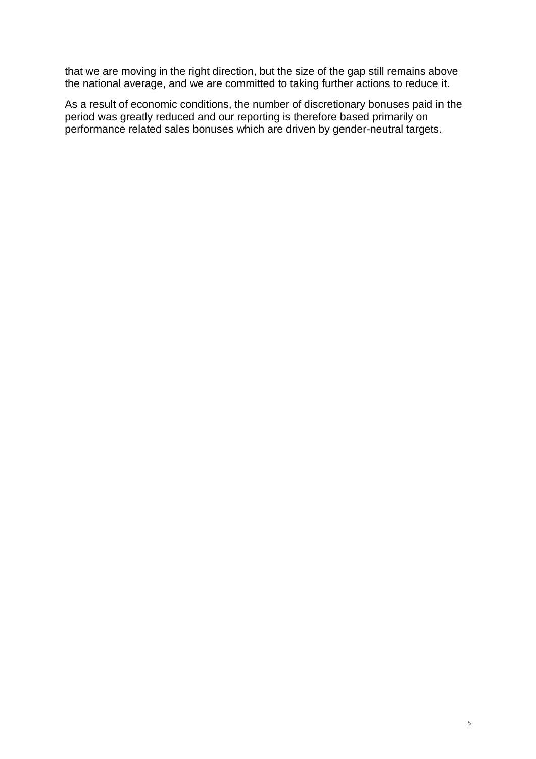that we are moving in the right direction, but the size of the gap still remains above the national average, and we are committed to taking further actions to reduce it.

As a result of economic conditions, the number of discretionary bonuses paid in the period was greatly reduced and our reporting is therefore based primarily on performance related sales bonuses which are driven by gender-neutral targets.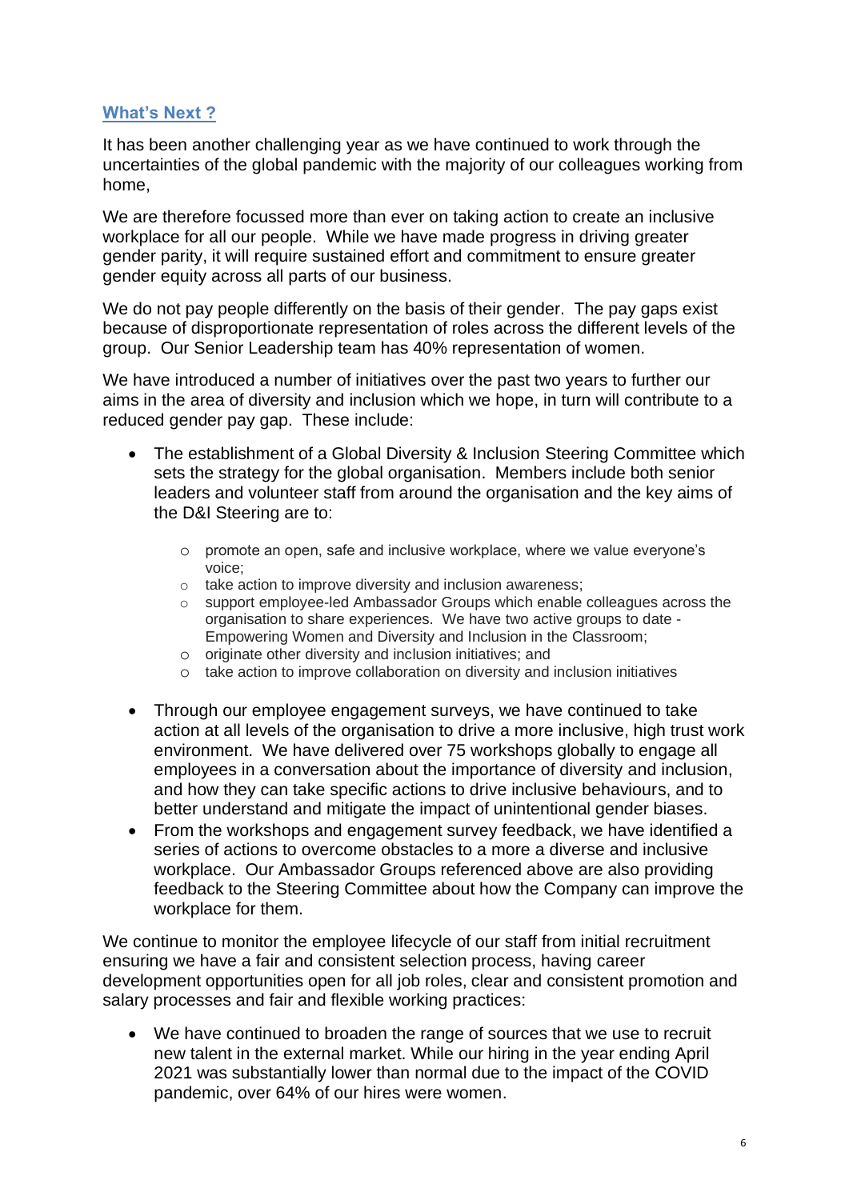## What's Next ?

It has been another challenging year as we have continued to work through the uncertainties of the global pandemic with the majority of our colleagues working from home,

We are therefore focussed more than ever on taking action to create an inclusive workplace for all our people. While we have made progress in driving greater gender parity, it will require sustained effort and commitment to ensure greater gender equity across all parts of our business.

We do not pay people differently on the basis of their gender. The pay gaps exist because of disproportionate representation of roles across the different levels of the group. Our Senior Leadership team has 40% representation of women.

We have introduced a number of initiatives over the past two years to further our aims in the area of diversity and inclusion which we hope, in turn will contribute to a reduced gender pay gap. These include:

- The establishment of a Global Diversity & Inclusion Steering Committee which sets the strategy for the global organisation. Members include both senior leaders and volunteer staff from around the organisation and the key aims of the D&I Steering are to:
    - promote an open, safe and inclusive workplace, where we value everyone's voice;
    - take action to improve diversity and inclusion awareness;
    - support employee-led Ambassador Groups which enable colleagues across the organisation to share experiences. We have two active groups to date - Empowering Women and Diversity and Inclusion in the Classroom;
    - originate other diversity and inclusion initiatives; and
    - take action to improve collaboration on diversity and inclusion initiatives
- Through our employee engagement surveys, we have continued to take action at all levels of the organisation to drive a more inclusive, high trust work environment. We have delivered over 75 workshops globally to engage all employees in a conversation about the importance of diversity and inclusion, and how they can take specific actions to drive inclusive behaviours, and to better understand and mitigate the impact of unintentional gender biases.
- From the workshops and engagement survey feedback, we have identified a series of actions to overcome obstacles to a more a diverse and inclusive workplace. Our Ambassador Groups referenced above are also providing feedback to the Steering Committee about how the Company can improve the workplace for them.

We continue to monitor the employee lifecycle of our staff from initial recruitment ensuring we have a fair and consistent selection process, having career development opportunities open for all job roles, clear and consistent promotion and salary processes and fair and flexible working practices:

- We have continued to broaden the range of sources that we use to recruit new talent in the external market. While our hiring in the year ending April 2021 was substantially lower than normal due to the impact of the COVID pandemic, over 64% of our hires were women.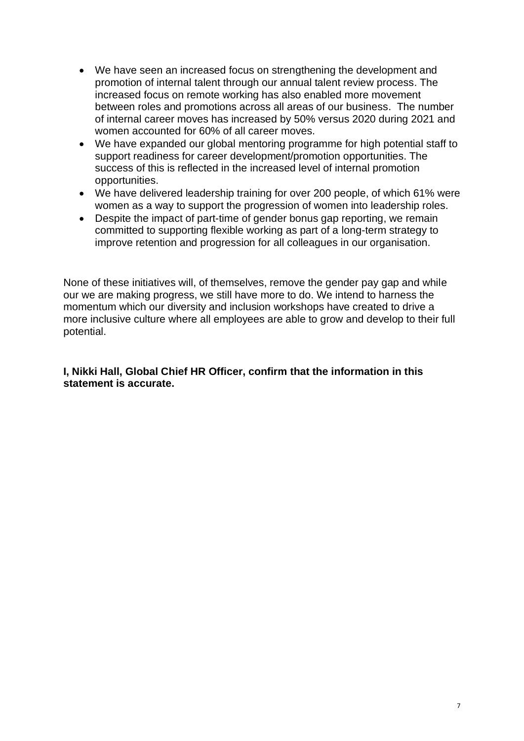- We have seen an increased focus on strengthening the development and promotion of internal talent through our annual talent review process. The increased focus on remote working has also enabled more movement between roles and promotions across all areas of our business. The number of internal career moves has increased by 50% versus 2020 during 2021 and women accounted for 60% of all career moves.
- We have expanded our global mentoring programme for high potential staff to support readiness for career development/promotion opportunities. The success of this is reflected in the increased level of internal promotion opportunities.
- We have delivered leadership training for over 200 people, of which 61% were women as a way to support the progression of women into leadership roles.
- Despite the impact of part-time of gender bonus gap reporting, we remain committed to supporting flexible working as part of a long-term strategy to improve retention and progression for all colleagues in our organisation.

None of these initiatives will, of themselves, remove the gender pay gap and while our we are making progress, we still have more to do. We intend to harness the momentum which our diversity and inclusion workshops have created to drive a more inclusive culture where all employees are able to grow and develop to their full potential.

**I, Nikki Hall, Global Chief HR Officer, confirm that the information in this statement is accurate.**